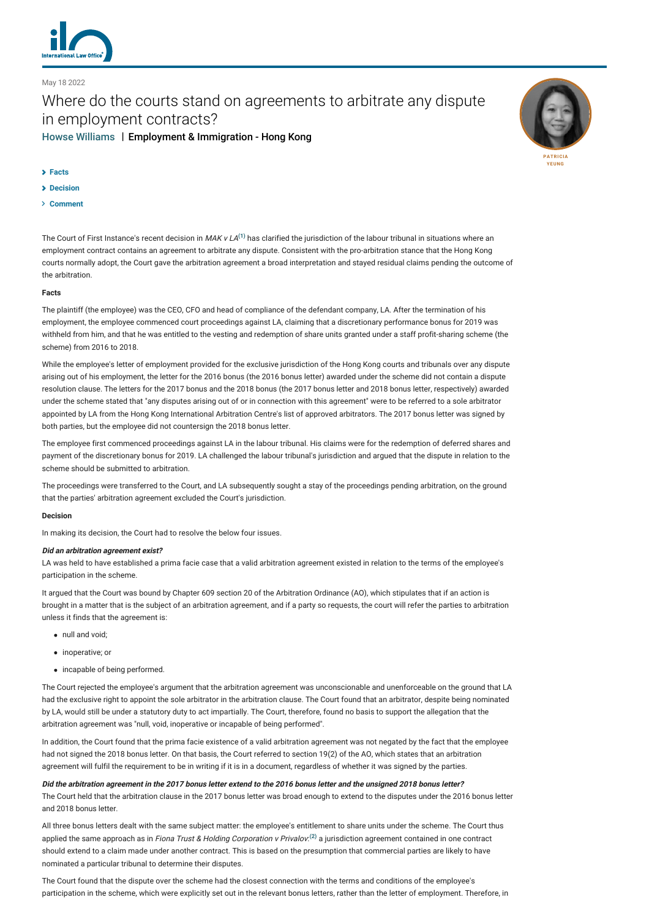May 18 2022

# Where do the courts stand on agreements to arbitrate any dispute in employment contracts?

Howse Williams | **Employment & Immigration - Hong Kong**

PATRICIA YEUNG

- Facts
- Decision
- Comment

The Court of First Instance's recent decision in *MAK v LA*[(1)] has clarified the jurisdiction of the labour tribunal in situations where an employment contract contains an agreement to arbitrate any dispute. Consistent with the pro-arbitration stance that the Hong Kong courts normally adopt, the Court gave the arbitration agreement a broad interpretation and stayed residual claims pending the outcome of the arbitration.

## Facts

The plaintiff (the employee) was the CEO, CFO and head of compliance of the defendant company, LA. After the termination of his employment, the employee commenced court proceedings against LA, claiming that a discretionary performance bonus for 2019 was withheld from him, and that he was entitled to the vesting and redemption of share units granted under a staff profit-sharing scheme (the scheme) from 2016 to 2018.

While the employee's letter of employment provided for the exclusive jurisdiction of the Hong Kong courts and tribunals over any dispute arising out of his employment, the letter for the 2016 bonus (the 2016 bonus letter) awarded under the scheme did not contain a dispute resolution clause. The letters for the 2017 bonus and the 2018 bonus (the 2017 bonus letter and 2018 bonus letter, respectively) awarded under the scheme stated that "any disputes arising out of or in connection with this agreement" were to be referred to a sole arbitrator appointed by LA from the Hong Kong International Arbitration Centre's list of approved arbitrators. The 2017 bonus letter was signed by both parties, but the employee did not countersign the 2018 bonus letter.

The employee first commenced proceedings against LA in the labour tribunal. His claims were for the redemption of deferred shares and payment of the discretionary bonus for 2019. LA challenged the labour tribunal's jurisdiction and argued that the dispute in relation to the scheme should be submitted to arbitration.

The proceedings were transferred to the Court, and LA subsequently sought a stay of the proceedings pending arbitration, on the ground that the parties' arbitration agreement excluded the Court's jurisdiction.

## Decision

In making its decision, the Court had to resolve the below four issues.

***Did an arbitration agreement exist?***

LA was held to have established a prima facie case that a valid arbitration agreement existed in relation to the terms of the employee's participation in the scheme.

It argued that the Court was bound by Chapter 609 section 20 of the Arbitration Ordinance (AO), which stipulates that if an action is brought in a matter that is the subject of an arbitration agreement, and if a party so requests, the court will refer the parties to arbitration unless it finds that the agreement is:

- null and void;
- inoperative; or
- incapable of being performed.

The Court rejected the employee's argument that the arbitration agreement was unconscionable and unenforceable on the ground that LA had the exclusive right to appoint the sole arbitrator in the arbitration clause. The Court found that an arbitrator, despite being nominated by LA, would still be under a statutory duty to act impartially. The Court, therefore, found no basis to support the allegation that the arbitration agreement was "null, void, inoperative or incapable of being performed".

In addition, the Court found that the prima facie existence of a valid arbitration agreement was not negated by the fact that the employee had not signed the 2018 bonus letter. On that basis, the Court referred to section 19(2) of the AO, which states that an arbitration agreement will fulfil the requirement to be in writing if it is in a document, regardless of whether it was signed by the parties.

***Did the arbitration agreement in the 2017 bonus letter extend to the 2016 bonus letter and the unsigned 2018 bonus letter?***

The Court held that the arbitration clause in the 2017 bonus letter was broad enough to extend to the disputes under the 2016 bonus letter and 2018 bonus letter.

All three bonus letters dealt with the same subject matter: the employee's entitlement to share units under the scheme. The Court thus applied the same approach as in *Fiona Trust & Holding Corporation v Privalov*:[(2)] a jurisdiction agreement contained in one contract should extend to a claim made under another contract. This is based on the presumption that commercial parties are likely to have nominated a particular tribunal to determine their disputes.

The Court found that the dispute over the scheme had the closest connection with the terms and conditions of the employee's participation in the scheme, which were explicitly set out in the relevant bonus letters, rather than the letter of employment. Therefore, in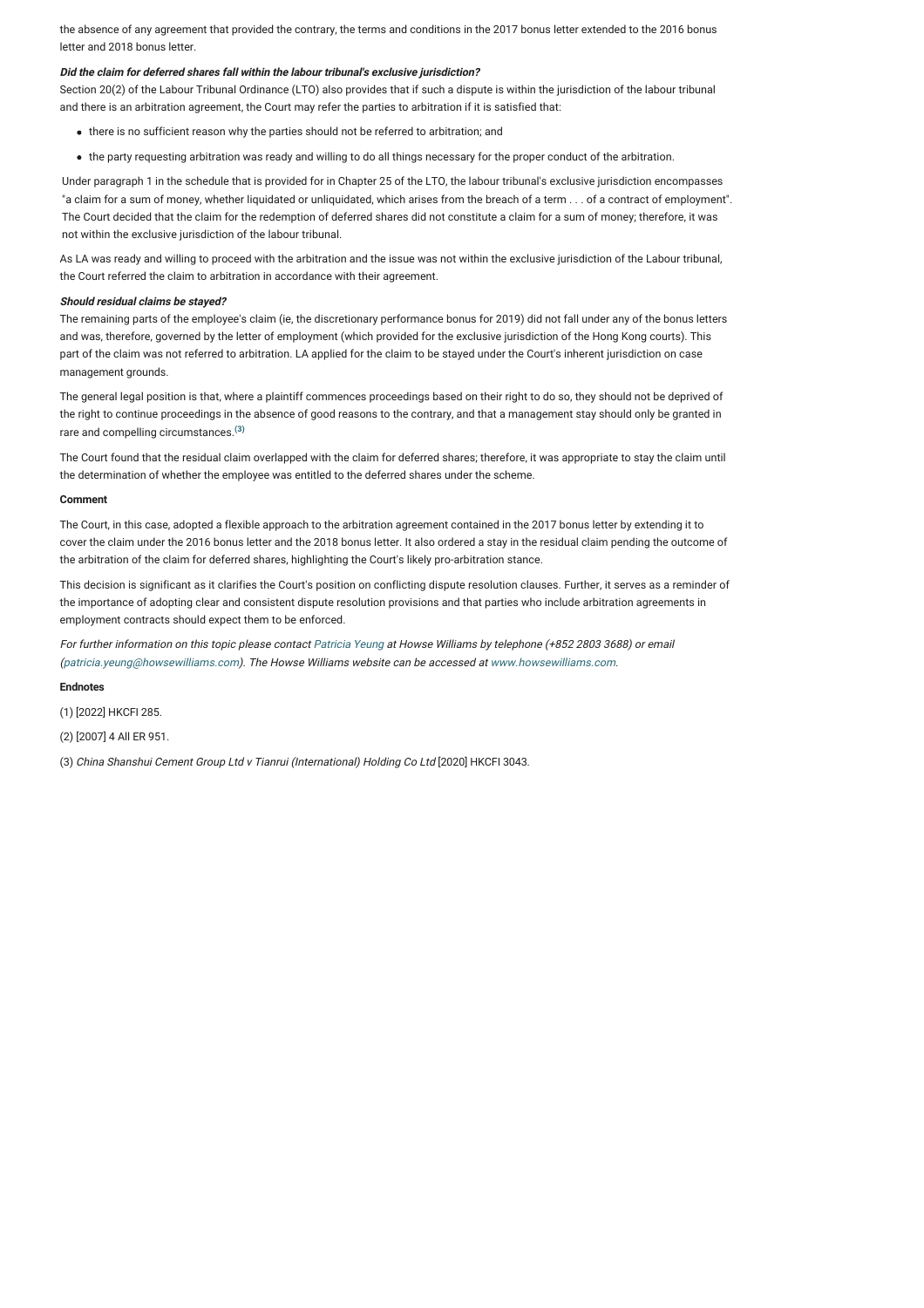the absence of any agreement that provided the contrary, the terms and conditions in the 2017 bonus letter extended to the 2016 bonus letter and 2018 bonus letter.

***Did the claim for deferred shares fall within the labour tribunal's exclusive jurisdiction?***

Section 20(2) of the Labour Tribunal Ordinance (LTO) also provides that if such a dispute is within the jurisdiction of the labour tribunal and there is an arbitration agreement, the Court may refer the parties to arbitration if it is satisfied that:

- there is no sufficient reason why the parties should not be referred to arbitration; and
- the party requesting arbitration was ready and willing to do all things necessary for the proper conduct of the arbitration.

Under paragraph 1 in the schedule that is provided for in Chapter 25 of the LTO, the labour tribunal's exclusive jurisdiction encompasses "a claim for a sum of money, whether liquidated or unliquidated, which arises from the breach of a term . . . of a contract of employment". The Court decided that the claim for the redemption of deferred shares did not constitute a claim for a sum of money; therefore, it was not within the exclusive jurisdiction of the labour tribunal.

As LA was ready and willing to proceed with the arbitration and the issue was not within the exclusive jurisdiction of the Labour tribunal, the Court referred the claim to arbitration in accordance with their agreement.

***Should residual claims be stayed?***

The remaining parts of the employee's claim (ie, the discretionary performance bonus for 2019) did not fall under any of the bonus letters and was, therefore, governed by the letter of employment (which provided for the exclusive jurisdiction of the Hong Kong courts). This part of the claim was not referred to arbitration. LA applied for the claim to be stayed under the Court's inherent jurisdiction on case management grounds.

The general legal position is that, where a plaintiff commences proceedings based on their right to do so, they should not be deprived of the right to continue proceedings in the absence of good reasons to the contrary, and that a management stay should only be granted in rare and compelling circumstances.(3)

The Court found that the residual claim overlapped with the claim for deferred shares; therefore, it was appropriate to stay the claim until the determination of whether the employee was entitled to the deferred shares under the scheme.

**Comment**

The Court, in this case, adopted a flexible approach to the arbitration agreement contained in the 2017 bonus letter by extending it to cover the claim under the 2016 bonus letter and the 2018 bonus letter. It also ordered a stay in the residual claim pending the outcome of the arbitration of the claim for deferred shares, highlighting the Court's likely pro-arbitration stance.

This decision is significant as it clarifies the Court's position on conflicting dispute resolution clauses. Further, it serves as a reminder of the importance of adopting clear and consistent dispute resolution provisions and that parties who include arbitration agreements in employment contracts should expect them to be enforced.

*For further information on this topic please contact Patricia Yeung at Howse Williams by telephone (+852 2803 3688) or email (patricia.yeung@howsewilliams.com). The Howse Williams website can be accessed at www.howsewilliams.com.*

**Endnotes**

(1) [2022] HKCFI 285.

(2) [2007] 4 All ER 951.

(3) *China Shanshui Cement Group Ltd v Tianrui (International) Holding Co Ltd* [2020] HKCFI 3043.